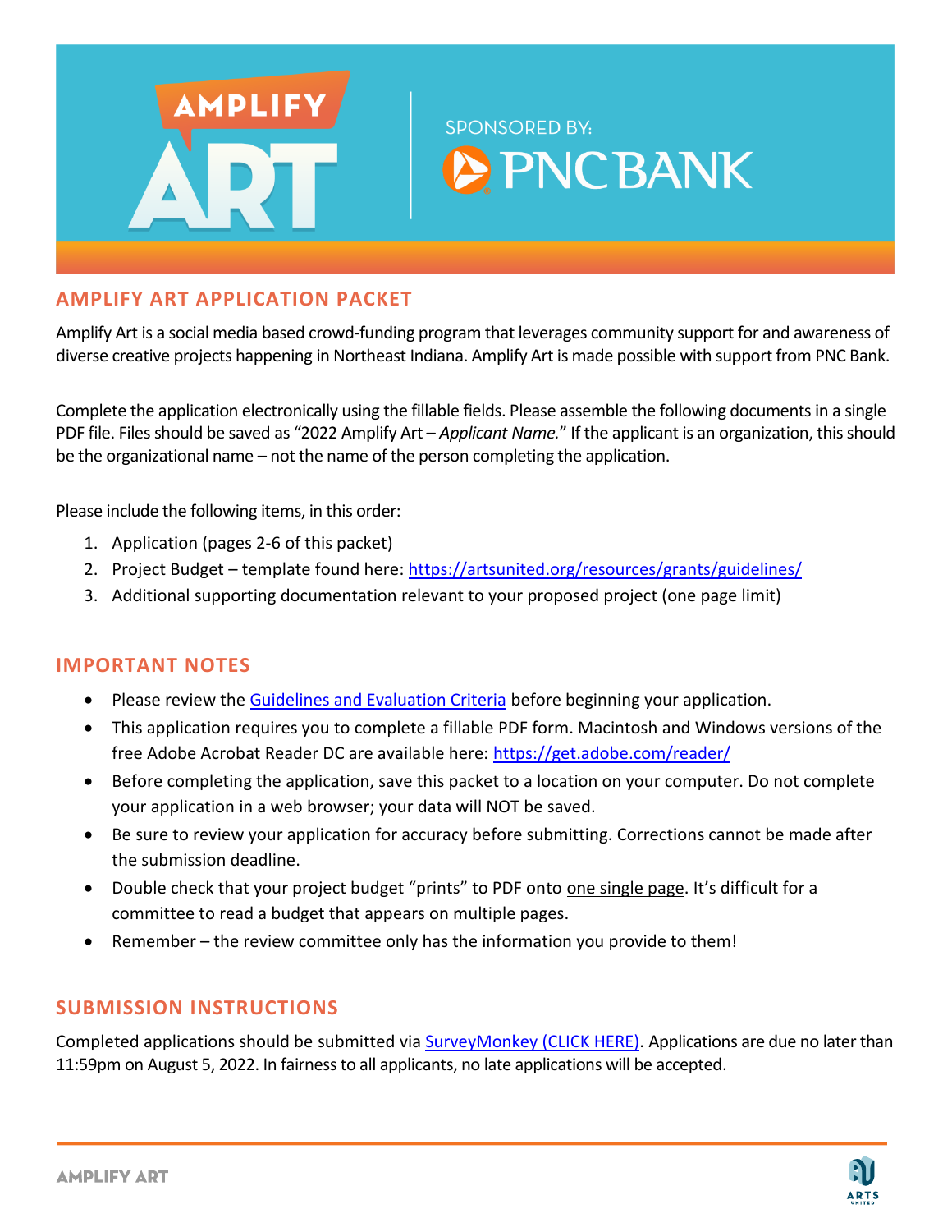## AMPLIFY ART APPLICATION PACKET

Amplify Art is a social media based crowd-funding program that leverages community support for and awareness of diverse creative projects happening in Northeast Indiana. Amplify Art is made possible with support from PNC Bank.

Complete the application electronically using the fillable fields. Please assemble the following documents in a single PDF file. Files should be saved as "2022 Amplify Art – *Applicant Name.*" If the applicant is an organization, this should be the organizational name – not the name of the person completing the application.

Please include the following items, in this order:

1. Application (pages 2-6 of this packet)
2. Project Budget – template found here: https://artsunited.org/resources/grants/guidelines/
3. Additional supporting documentation relevant to your proposed project (one page limit)

## IMPORTANT NOTES

- Please review the Guidelines and Evaluation Criteria before beginning your application.
- This application requires you to complete a fillable PDF form. Macintosh and Windows versions of the free Adobe Acrobat Reader DC are available here: https://get.adobe.com/reader/
- Before completing the application, save this packet to a location on your computer. Do not complete your application in a web browser; your data will NOT be saved.
- Be sure to review your application for accuracy before submitting. Corrections cannot be made after the submission deadline.
- Double check that your project budget "prints" to PDF onto one single page. It's difficult for a committee to read a budget that appears on multiple pages.
- Remember – the review committee only has the information you provide to them!

## SUBMISSION INSTRUCTIONS

Completed applications should be submitted via SurveyMonkey (CLICK HERE). Applications are due no later than 11:59pm on August 5, 2022. In fairness to all applicants, no late applications will be accepted.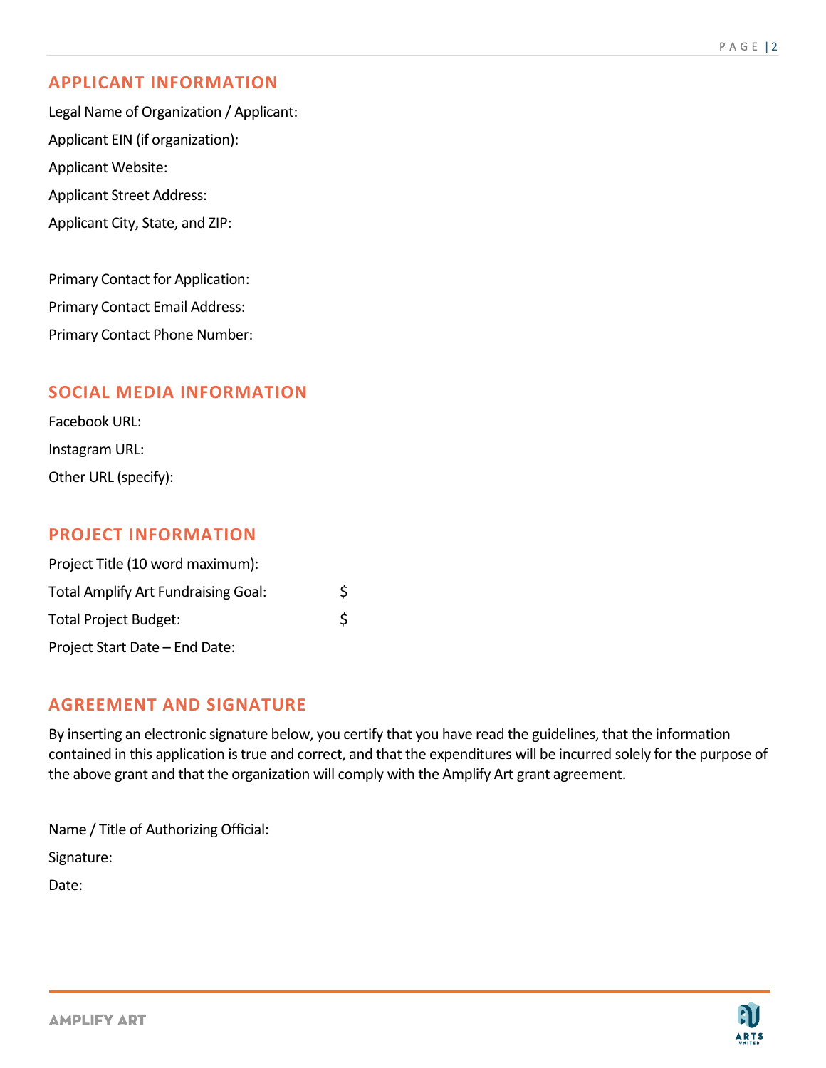## APPLICANT INFORMATION

Legal Name of Organization / Applicant:

Applicant EIN (if organization):

Applicant Website:

Applicant Street Address:

Applicant City, State, and ZIP:

Primary Contact for Application:

Primary Contact Email Address:

Primary Contact Phone Number:

## SOCIAL MEDIA INFORMATION

Facebook URL:

Instagram URL:

Other URL (specify):

## PROJECT INFORMATION

Project Title (10 word maximum):

Total Amplify Art Fundraising Goal: $

Total Project Budget: $

Project Start Date – End Date:

## AGREEMENT AND SIGNATURE

By inserting an electronic signature below, you certify that you have read the guidelines, that the information contained in this application is true and correct, and that the expenditures will be incurred solely for the purpose of the above grant and that the organization will comply with the Amplify Art grant agreement.

Name / Title of Authorizing Official:

Signature:

Date: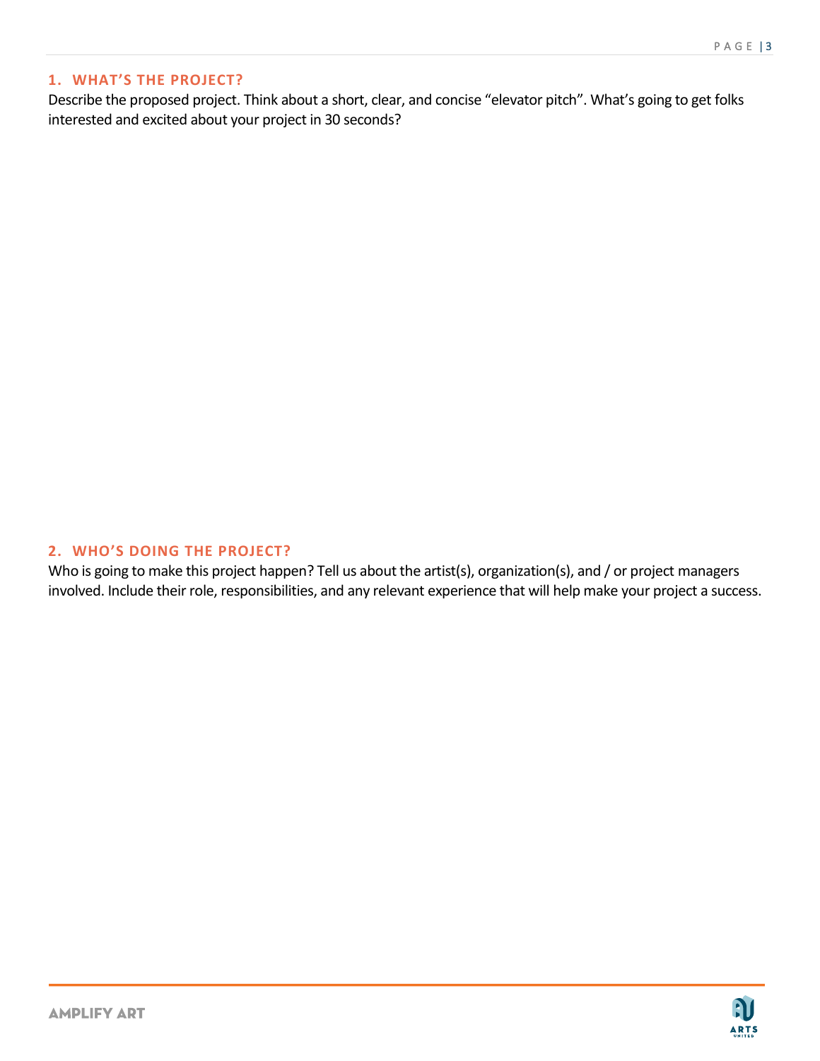## 1. WHAT'S THE PROJECT?

Describe the proposed project. Think about a short, clear, and concise "elevator pitch". What's going to get folks interested and excited about your project in 30 seconds?

## 2. WHO'S DOING THE PROJECT?

Who is going to make this project happen? Tell us about the artist(s), organization(s), and / or project managers involved. Include their role, responsibilities, and any relevant experience that will help make your project a success.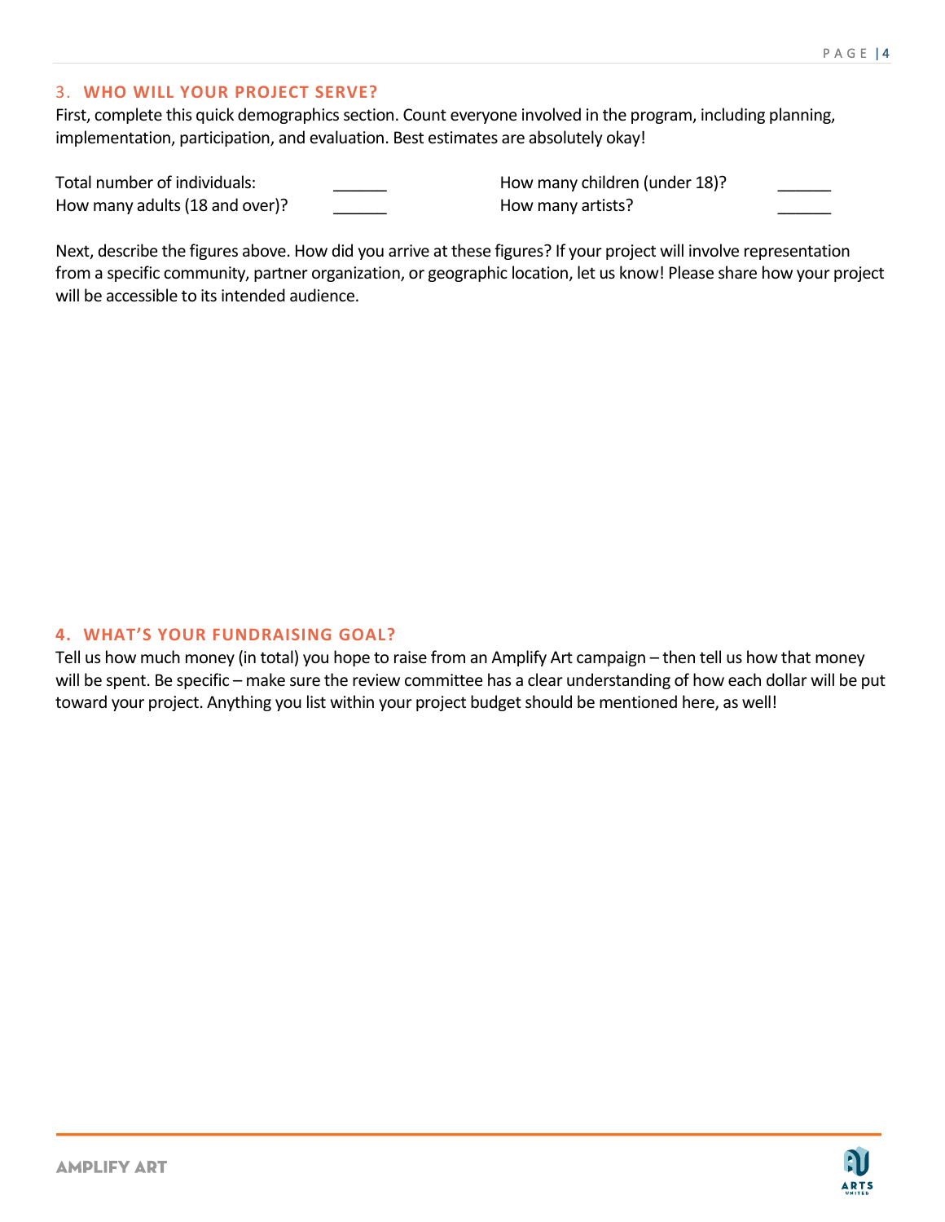## 3. WHO WILL YOUR PROJECT SERVE?

First, complete this quick demographics section. Count everyone involved in the program, including planning, implementation, participation, and evaluation. Best estimates are absolutely okay!

| | | | |
|---|---|---|---|
| Total number of individuals: | ______ | How many children (under 18)? | ______ |
| How many adults (18 and over)? | ______ | How many artists? | ______ |

Next, describe the figures above. How did you arrive at these figures? If your project will involve representation from a specific community, partner organization, or geographic location, let us know! Please share how your project will be accessible to its intended audience.

## 4. WHAT'S YOUR FUNDRAISING GOAL?

Tell us how much money (in total) you hope to raise from an Amplify Art campaign – then tell us how that money will be spent. Be specific – make sure the review committee has a clear understanding of how each dollar will be put toward your project. Anything you list within your project budget should be mentioned here, as well!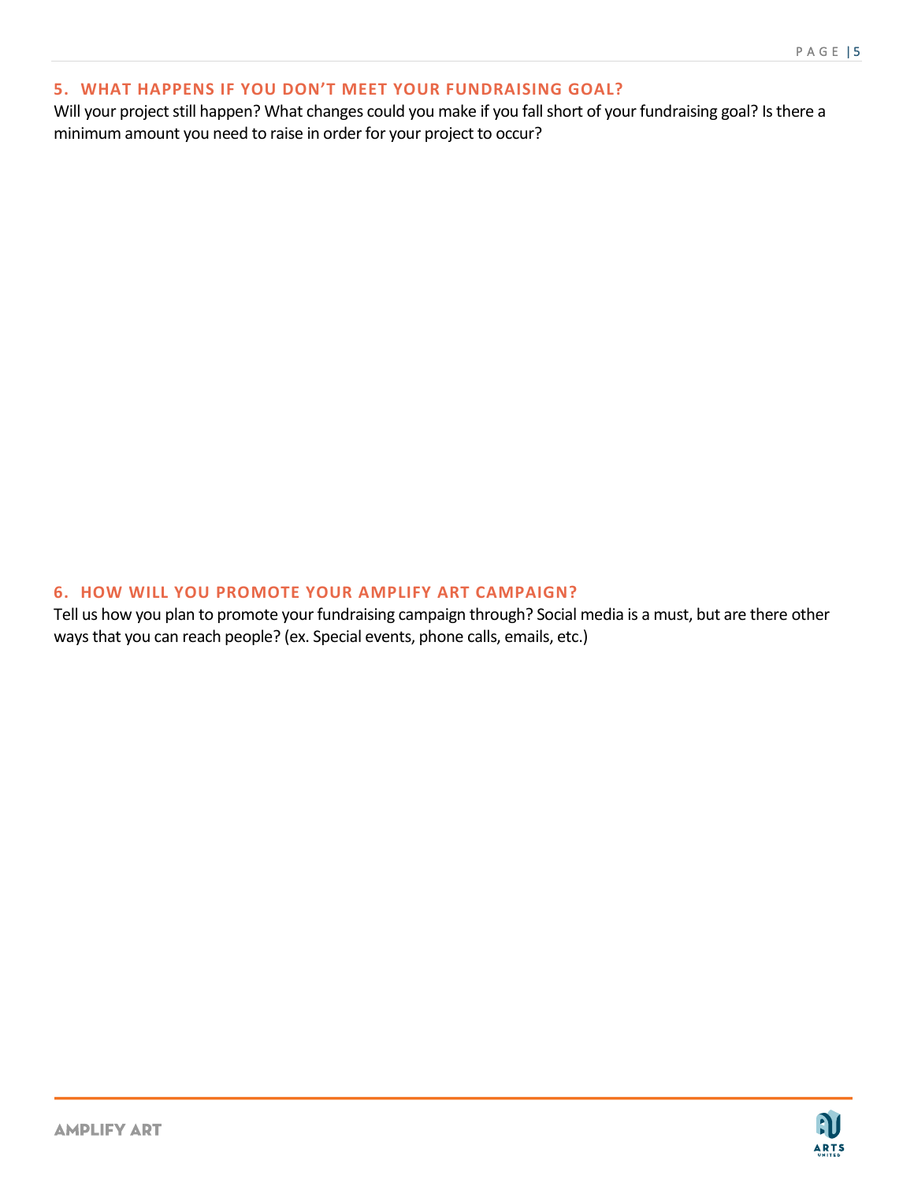## 5. WHAT HAPPENS IF YOU DON'T MEET YOUR FUNDRAISING GOAL?

Will your project still happen? What changes could you make if you fall short of your fundraising goal? Is there a minimum amount you need to raise in order for your project to occur?

## 6. HOW WILL YOU PROMOTE YOUR AMPLIFY ART CAMPAIGN?

Tell us how you plan to promote your fundraising campaign through? Social media is a must, but are there other ways that you can reach people? (ex. Special events, phone calls, emails, etc.)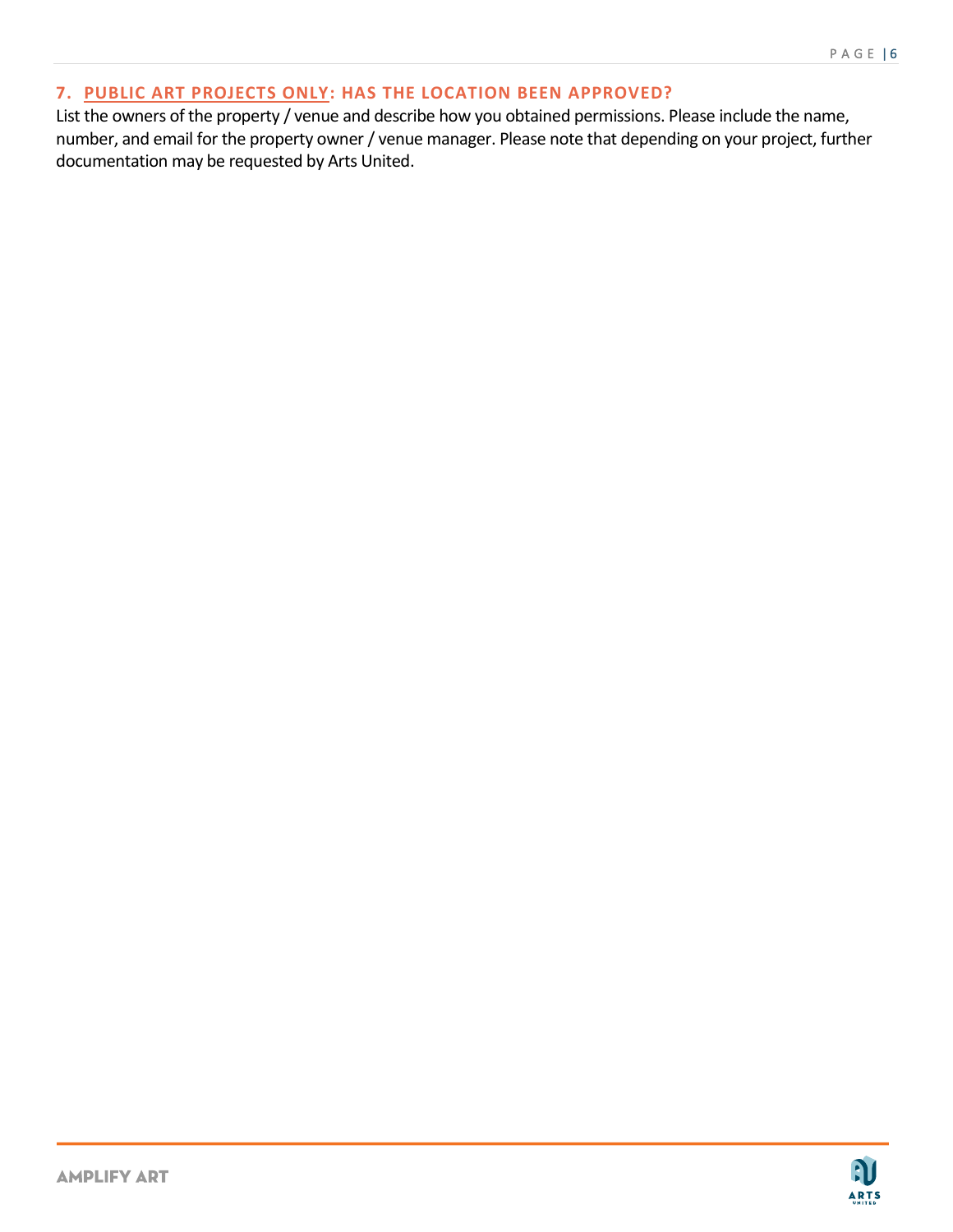## 7. PUBLIC ART PROJECTS ONLY: HAS THE LOCATION BEEN APPROVED?

List the owners of the property / venue and describe how you obtained permissions. Please include the name, number, and email for the property owner / venue manager. Please note that depending on your project, further documentation may be requested by Arts United.